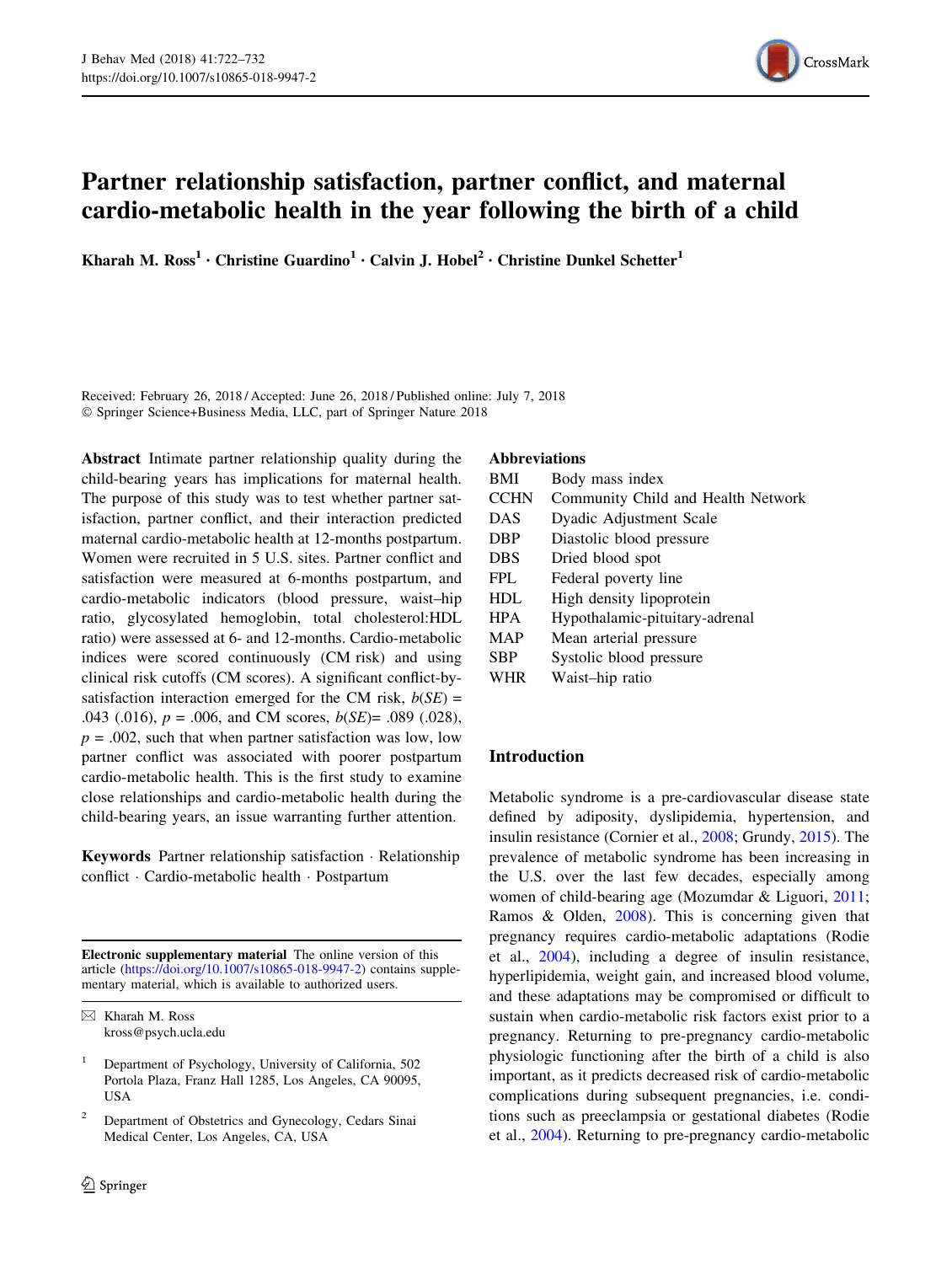# Partner relationship satisfaction, partner conflict, and maternal cardio-metabolic health in the year following the birth of a child

**Kharah M. Ross[1] · Christine Guardino[1] · Calvin J. Hobel[2] · Christine Dunkel Schetter[1]**

Received: February 26, 2018 / Accepted: June 26, 2018 / Published online: July 7, 2018
© Springer Science+Business Media, LLC, part of Springer Nature 2018

**Abstract** Intimate partner relationship quality during the child-bearing years has implications for maternal health. The purpose of this study was to test whether partner satisfaction, partner conflict, and their interaction predicted maternal cardio-metabolic health at 12-months postpartum. Women were recruited in 5 U.S. sites. Partner conflict and satisfaction were measured at 6-months postpartum, and cardio-metabolic indicators (blood pressure, waist–hip ratio, glycosylated hemoglobin, total cholesterol:HDL ratio) were assessed at 6- and 12-months. Cardio-metabolic indices were scored continuously (CM risk) and using clinical risk cutoffs (CM scores). A significant conflict-by-satisfaction interaction emerged for the CM risk, $b(SE) = .043$ (.016), $p = .006$, and CM scores, $b(SE) = .089$ (.028), $p = .002$, such that when partner satisfaction was low, low partner conflict was associated with poorer postpartum cardio-metabolic health. This is the first study to examine close relationships and cardio-metabolic health during the child-bearing years, an issue warranting further attention.

**Keywords** Partner relationship satisfaction · Relationship conflict · Cardio-metabolic health · Postpartum

**Electronic supplementary material** The online version of this article (https://doi.org/10.1007/s10865-018-9947-2) contains supplementary material, which is available to authorized users.

✉ Kharah M. Ross
kross@psych.ucla.edu

[1] Department of Psychology, University of California, 502 Portola Plaza, Franz Hall 1285, Los Angeles, CA 90095, USA

[2] Department of Obstetrics and Gynecology, Cedars Sinai Medical Center, Los Angeles, CA, USA

**Abbreviations**

| | |
|---|---|
| BMI | Body mass index |
| CCHN | Community Child and Health Network |
| DAS | Dyadic Adjustment Scale |
| DBP | Diastolic blood pressure |
| DBS | Dried blood spot |
| FPL | Federal poverty line |
| HDL | High density lipoprotein |
| HPA | Hypothalamic-pituitary-adrenal |
| MAP | Mean arterial pressure |
| SBP | Systolic blood pressure |
| WHR | Waist–hip ratio |

## Introduction

Metabolic syndrome is a pre-cardiovascular disease state defined by adiposity, dyslipidemia, hypertension, and insulin resistance (Cornier et al., 2008; Grundy, 2015). The prevalence of metabolic syndrome has been increasing in the U.S. over the last few decades, especially among women of child-bearing age (Mozumdar & Liguori, 2011; Ramos & Olden, 2008). This is concerning given that pregnancy requires cardio-metabolic adaptations (Rodie et al., 2004), including a degree of insulin resistance, hyperlipidemia, weight gain, and increased blood volume, and these adaptations may be compromised or difficult to sustain when cardio-metabolic risk factors exist prior to a pregnancy. Returning to pre-pregnancy cardio-metabolic physiologic functioning after the birth of a child is also important, as it predicts decreased risk of cardio-metabolic complications during subsequent pregnancies, i.e. conditions such as preeclampsia or gestational diabetes (Rodie et al., 2004). Returning to pre-pregnancy cardio-metabolic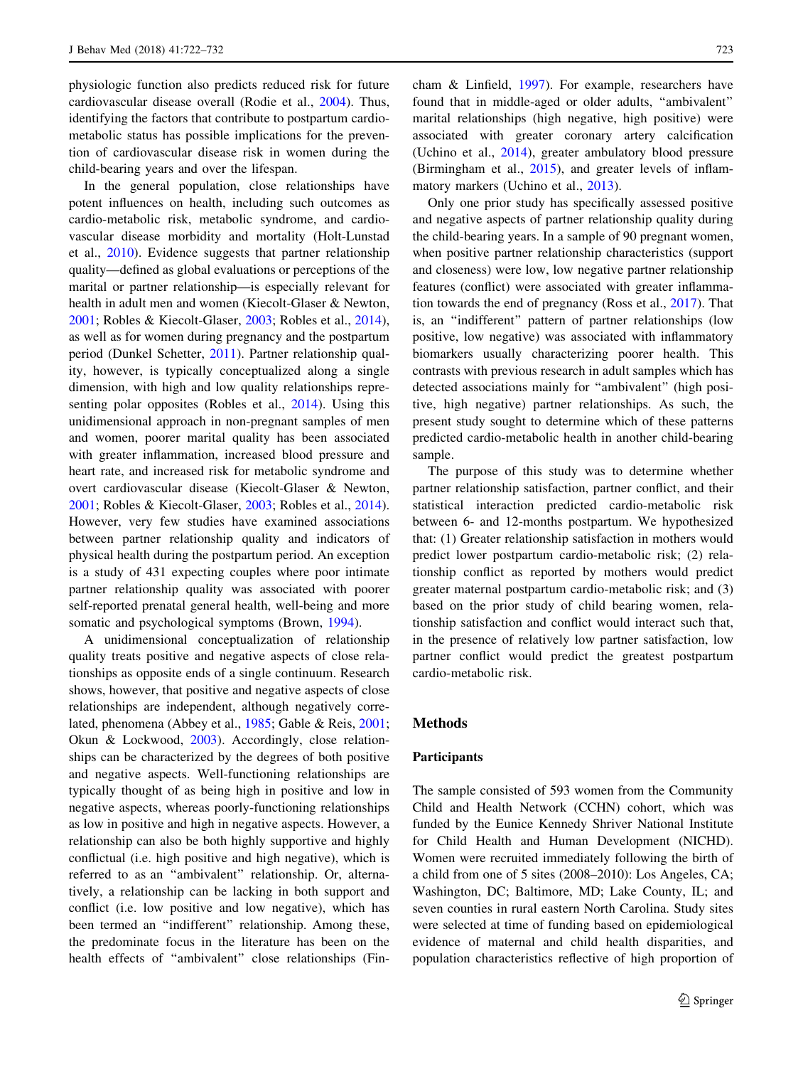physiologic function also predicts reduced risk for future cardiovascular disease overall (Rodie et al., 2004). Thus, identifying the factors that contribute to postpartum cardio-metabolic status has possible implications for the prevention of cardiovascular disease risk in women during the child-bearing years and over the lifespan.

In the general population, close relationships have potent influences on health, including such outcomes as cardio-metabolic risk, metabolic syndrome, and cardiovascular disease morbidity and mortality (Holt-Lunstad et al., 2010). Evidence suggests that partner relationship quality—defined as global evaluations or perceptions of the marital or partner relationship—is especially relevant for health in adult men and women (Kiecolt-Glaser & Newton, 2001; Robles & Kiecolt-Glaser, 2003; Robles et al., 2014), as well as for women during pregnancy and the postpartum period (Dunkel Schetter, 2011). Partner relationship quality, however, is typically conceptualized along a single dimension, with high and low quality relationships representing polar opposites (Robles et al., 2014). Using this unidimensional approach in non-pregnant samples of men and women, poorer marital quality has been associated with greater inflammation, increased blood pressure and heart rate, and increased risk for metabolic syndrome and overt cardiovascular disease (Kiecolt-Glaser & Newton, 2001; Robles & Kiecolt-Glaser, 2003; Robles et al., 2014). However, very few studies have examined associations between partner relationship quality and indicators of physical health during the postpartum period. An exception is a study of 431 expecting couples where poor intimate partner relationship quality was associated with poorer self-reported prenatal general health, well-being and more somatic and psychological symptoms (Brown, 1994).

A unidimensional conceptualization of relationship quality treats positive and negative aspects of close relationships as opposite ends of a single continuum. Research shows, however, that positive and negative aspects of close relationships are independent, although negatively correlated, phenomena (Abbey et al., 1985; Gable & Reis, 2001; Okun & Lockwood, 2003). Accordingly, close relationships can be characterized by the degrees of both positive and negative aspects. Well-functioning relationships are typically thought of as being high in positive and low in negative aspects, whereas poorly-functioning relationships as low in positive and high in negative aspects. However, a relationship can also be both highly supportive and highly conflictual (i.e. high positive and high negative), which is referred to as an "ambivalent" relationship. Or, alternatively, a relationship can be lacking in both support and conflict (i.e. low positive and low negative), which has been termed an "indifferent" relationship. Among these, the predominate focus in the literature has been on the health effects of "ambivalent" close relationships (Fincham & Linfield, 1997). For example, researchers have found that in middle-aged or older adults, "ambivalent" marital relationships (high negative, high positive) were associated with greater coronary artery calcification (Uchino et al., 2014), greater ambulatory blood pressure (Birmingham et al., 2015), and greater levels of inflammatory markers (Uchino et al., 2013).

Only one prior study has specifically assessed positive and negative aspects of partner relationship quality during the child-bearing years. In a sample of 90 pregnant women, when positive partner relationship characteristics (support and closeness) were low, low negative partner relationship features (conflict) were associated with greater inflammation towards the end of pregnancy (Ross et al., 2017). That is, an "indifferent" pattern of partner relationships (low positive, low negative) was associated with inflammatory biomarkers usually characterizing poorer health. This contrasts with previous research in adult samples which has detected associations mainly for "ambivalent" (high positive, high negative) partner relationships. As such, the present study sought to determine which of these patterns predicted cardio-metabolic health in another child-bearing sample.

The purpose of this study was to determine whether partner relationship satisfaction, partner conflict, and their statistical interaction predicted cardio-metabolic risk between 6- and 12-months postpartum. We hypothesized that: (1) Greater relationship satisfaction in mothers would predict lower postpartum cardio-metabolic risk; (2) relationship conflict as reported by mothers would predict greater maternal postpartum cardio-metabolic risk; and (3) based on the prior study of child bearing women, relationship satisfaction and conflict would interact such that, in the presence of relatively low partner satisfaction, low partner conflict would predict the greatest postpartum cardio-metabolic risk.

## Methods

### Participants

The sample consisted of 593 women from the Community Child and Health Network (CCHN) cohort, which was funded by the Eunice Kennedy Shriver National Institute for Child Health and Human Development (NICHD). Women were recruited immediately following the birth of a child from one of 5 sites (2008–2010): Los Angeles, CA; Washington, DC; Baltimore, MD; Lake County, IL; and seven counties in rural eastern North Carolina. Study sites were selected at time of funding based on epidemiological evidence of maternal and child health disparities, and population characteristics reflective of high proportion of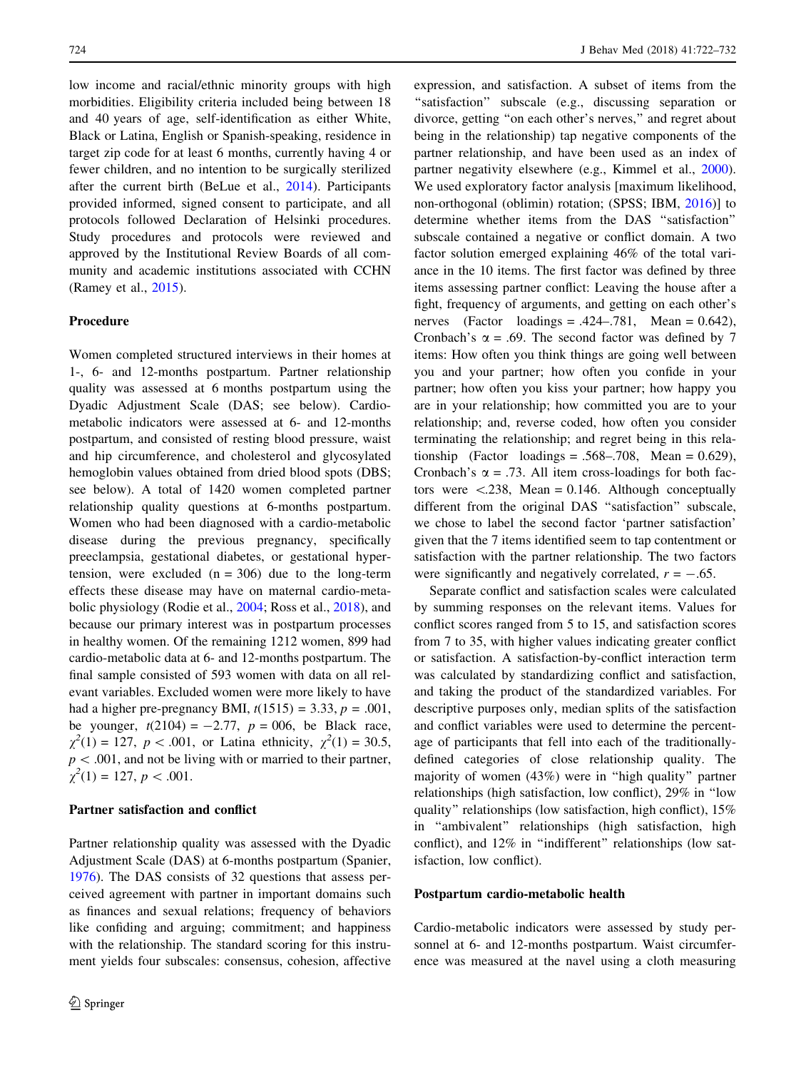low income and racial/ethnic minority groups with high morbidities. Eligibility criteria included being between 18 and 40 years of age, self-identification as either White, Black or Latina, English or Spanish-speaking, residence in target zip code for at least 6 months, currently having 4 or fewer children, and no intention to be surgically sterilized after the current birth (BeLue et al., 2014). Participants provided informed, signed consent to participate, and all protocols followed Declaration of Helsinki procedures. Study procedures and protocols were reviewed and approved by the Institutional Review Boards of all community and academic institutions associated with CCHN (Ramey et al., 2015).

### Procedure

Women completed structured interviews in their homes at 1-, 6- and 12-months postpartum. Partner relationship quality was assessed at 6 months postpartum using the Dyadic Adjustment Scale (DAS; see below). Cardio-metabolic indicators were assessed at 6- and 12-months postpartum, and consisted of resting blood pressure, waist and hip circumference, and cholesterol and glycosylated hemoglobin values obtained from dried blood spots (DBS; see below). A total of 1420 women completed partner relationship quality questions at 6-months postpartum. Women who had been diagnosed with a cardio-metabolic disease during the previous pregnancy, specifically preeclampsia, gestational diabetes, or gestational hypertension, were excluded (n = 306) due to the long-term effects these disease may have on maternal cardio-metabolic physiology (Rodie et al., 2004; Ross et al., 2018), and because our primary interest was in postpartum processes in healthy women. Of the remaining 1212 women, 899 had cardio-metabolic data at 6- and 12-months postpartum. The final sample consisted of 593 women with data on all relevant variables. Excluded women were more likely to have had a higher pre-pregnancy BMI, $t(1515) = 3.33$, $p = .001$, be younger, $t(2104) = -2.77$, $p = 006$, be Black race, $\chi^2(1) = 127$, $p < .001$, or Latina ethnicity, $\chi^2(1) = 30.5$, $p < .001$, and not be living with or married to their partner, $\chi^2(1) = 127$, $p < .001$.

### Partner satisfaction and conflict

Partner relationship quality was assessed with the Dyadic Adjustment Scale (DAS) at 6-months postpartum (Spanier, 1976). The DAS consists of 32 questions that assess perceived agreement with partner in important domains such as finances and sexual relations; frequency of behaviors like confiding and arguing; commitment; and happiness with the relationship. The standard scoring for this instrument yields four subscales: consensus, cohesion, affective expression, and satisfaction. A subset of items from the "satisfaction" subscale (e.g., discussing separation or divorce, getting "on each other's nerves," and regret about being in the relationship) tap negative components of the partner relationship, and have been used as an index of partner negativity elsewhere (e.g., Kimmel et al., 2000). We used exploratory factor analysis [maximum likelihood, non-orthogonal (oblimin) rotation; (SPSS; IBM, 2016)] to determine whether items from the DAS "satisfaction" subscale contained a negative or conflict domain. A two factor solution emerged explaining 46% of the total variance in the 10 items. The first factor was defined by three items assessing partner conflict: Leaving the house after a fight, frequency of arguments, and getting on each other's nerves (Factor loadings = .424–.781, Mean = 0.642), Cronbach's $\alpha = .69$. The second factor was defined by 7 items: How often you think things are going well between you and your partner; how often you confide in your partner; how often you kiss your partner; how happy you are in your relationship; how committed you are to your relationship; and, reverse coded, how often you consider terminating the relationship; and regret being in this relationship (Factor loadings = .568–.708, Mean = 0.629), Cronbach's $\alpha = .73$. All item cross-loadings for both factors were <.238, Mean = 0.146. Although conceptually different from the original DAS "satisfaction" subscale, we chose to label the second factor 'partner satisfaction' given that the 7 items identified seem to tap contentment or satisfaction with the partner relationship. The two factors were significantly and negatively correlated, $r = -.65$.

Separate conflict and satisfaction scales were calculated by summing responses on the relevant items. Values for conflict scores ranged from 5 to 15, and satisfaction scores from 7 to 35, with higher values indicating greater conflict or satisfaction. A satisfaction-by-conflict interaction term was calculated by standardizing conflict and satisfaction, and taking the product of the standardized variables. For descriptive purposes only, median splits of the satisfaction and conflict variables were used to determine the percentage of participants that fell into each of the traditionally-defined categories of close relationship quality. The majority of women (43%) were in "high quality" partner relationships (high satisfaction, low conflict), 29% in "low quality" relationships (low satisfaction, high conflict), 15% in "ambivalent" relationships (high satisfaction, high conflict), and 12% in "indifferent" relationships (low satisfaction, low conflict).

### Postpartum cardio-metabolic health

Cardio-metabolic indicators were assessed by study personnel at 6- and 12-months postpartum. Waist circumference was measured at the navel using a cloth measuring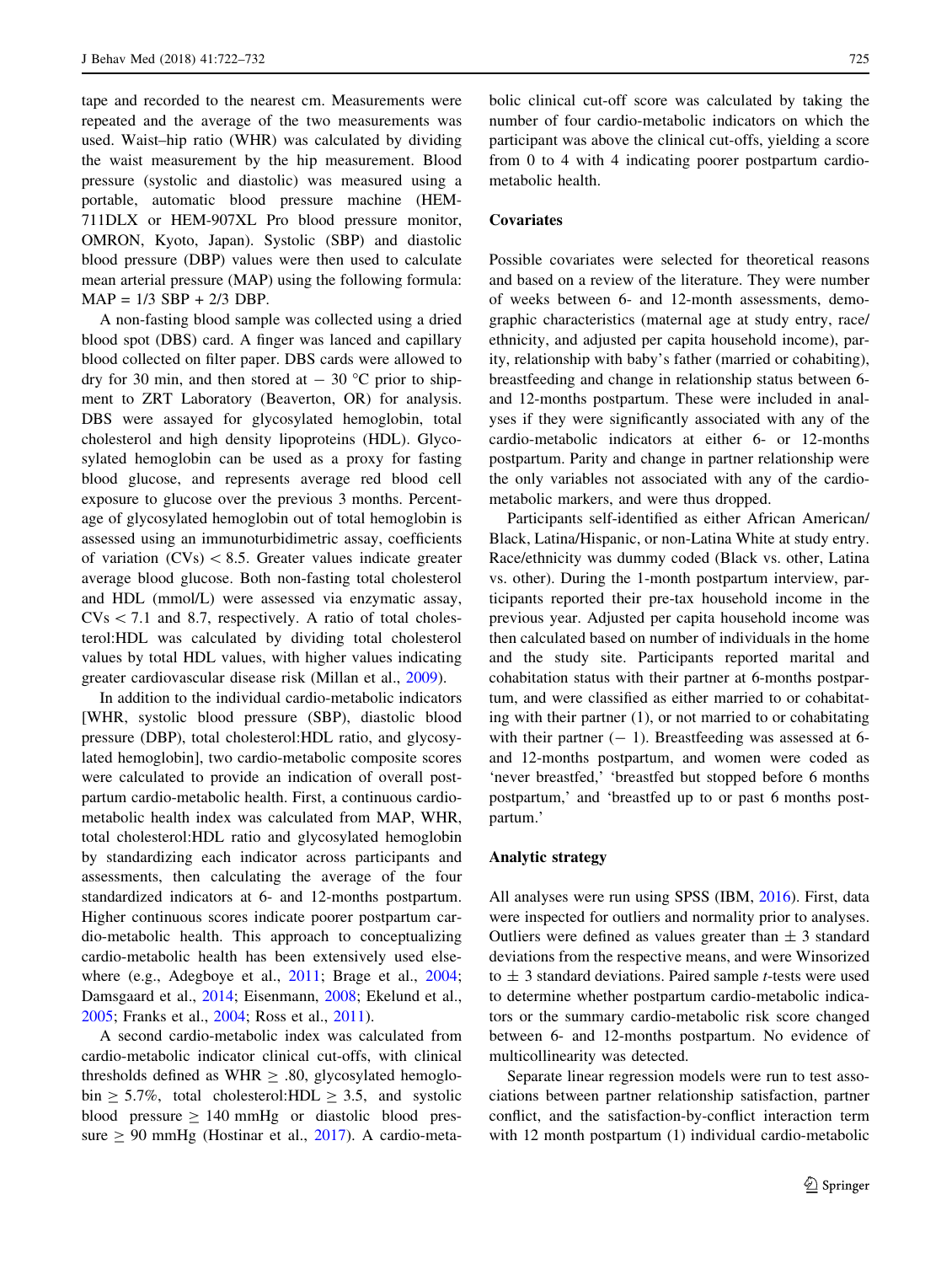tape and recorded to the nearest cm. Measurements were repeated and the average of the two measurements was used. Waist–hip ratio (WHR) was calculated by dividing the waist measurement by the hip measurement. Blood pressure (systolic and diastolic) was measured using a portable, automatic blood pressure machine (HEM-711DLX or HEM-907XL Pro blood pressure monitor, OMRON, Kyoto, Japan). Systolic (SBP) and diastolic blood pressure (DBP) values were then used to calculate mean arterial pressure (MAP) using the following formula: MAP = 1/3 SBP + 2/3 DBP.

A non-fasting blood sample was collected using a dried blood spot (DBS) card. A finger was lanced and capillary blood collected on filter paper. DBS cards were allowed to dry for 30 min, and then stored at − 30 °C prior to shipment to ZRT Laboratory (Beaverton, OR) for analysis. DBS were assayed for glycosylated hemoglobin, total cholesterol and high density lipoproteins (HDL). Glycosylated hemoglobin can be used as a proxy for fasting blood glucose, and represents average red blood cell exposure to glucose over the previous 3 months. Percentage of glycosylated hemoglobin out of total hemoglobin is assessed using an immunoturbidimetric assay, coefficients of variation (CVs) < 8.5. Greater values indicate greater average blood glucose. Both non-fasting total cholesterol and HDL (mmol/L) were assessed via enzymatic assay, CVs < 7.1 and 8.7, respectively. A ratio of total cholesterol:HDL was calculated by dividing total cholesterol values by total HDL values, with higher values indicating greater cardiovascular disease risk (Millan et al., 2009).

In addition to the individual cardio-metabolic indicators [WHR, systolic blood pressure (SBP), diastolic blood pressure (DBP), total cholesterol:HDL ratio, and glycosylated hemoglobin], two cardio-metabolic composite scores were calculated to provide an indication of overall postpartum cardio-metabolic health. First, a continuous cardio-metabolic health index was calculated from MAP, WHR, total cholesterol:HDL ratio and glycosylated hemoglobin by standardizing each indicator across participants and assessments, then calculating the average of the four standardized indicators at 6- and 12-months postpartum. Higher continuous scores indicate poorer postpartum cardio-metabolic health. This approach to conceptualizing cardio-metabolic health has been extensively used elsewhere (e.g., Adegboye et al., 2011; Brage et al., 2004; Damsgaard et al., 2014; Eisenmann, 2008; Ekelund et al., 2005; Franks et al., 2004; Ross et al., 2011).

A second cardio-metabolic index was calculated from cardio-metabolic indicator clinical cut-offs, with clinical thresholds defined as WHR ≥ .80, glycosylated hemoglobin ≥ 5.7%, total cholesterol:HDL ≥ 3.5, and systolic blood pressure ≥ 140 mmHg or diastolic blood pressure ≥ 90 mmHg (Hostinar et al., 2017). A cardio-metabolic clinical cut-off score was calculated by taking the number of four cardio-metabolic indicators on which the participant was above the clinical cut-offs, yielding a score from 0 to 4 with 4 indicating poorer postpartum cardio-metabolic health.

### Covariates

Possible covariates were selected for theoretical reasons and based on a review of the literature. They were number of weeks between 6- and 12-month assessments, demographic characteristics (maternal age at study entry, race/ethnicity, and adjusted per capita household income), parity, relationship with baby's father (married or cohabiting), breastfeeding and change in relationship status between 6- and 12-months postpartum. These were included in analyses if they were significantly associated with any of the cardio-metabolic indicators at either 6- or 12-months postpartum. Parity and change in partner relationship were the only variables not associated with any of the cardio-metabolic markers, and were thus dropped.

Participants self-identified as either African American/Black, Latina/Hispanic, or non-Latina White at study entry. Race/ethnicity was dummy coded (Black vs. other, Latina vs. other). During the 1-month postpartum interview, participants reported their pre-tax household income in the previous year. Adjusted per capita household income was then calculated based on number of individuals in the home and the study site. Participants reported marital and cohabitation status with their partner at 6-months postpartum, and were classified as either married to or cohabiting with their partner (1), or not married to or cohabiting with their partner (− 1). Breastfeeding was assessed at 6- and 12-months postpartum, and women were coded as 'never breastfed,' 'breastfed but stopped before 6 months postpartum,' and 'breastfed up to or past 6 months postpartum.'

### Analytic strategy

All analyses were run using SPSS (IBM, 2016). First, data were inspected for outliers and normality prior to analyses. Outliers were defined as values greater than ± 3 standard deviations from the respective means, and were Winsorized to ± 3 standard deviations. Paired sample *t*-tests were used to determine whether postpartum cardio-metabolic indicators or the summary cardio-metabolic risk score changed between 6- and 12-months postpartum. No evidence of multicollinearity was detected.

Separate linear regression models were run to test associations between partner relationship satisfaction, partner conflict, and the satisfaction-by-conflict interaction term with 12 month postpartum (1) individual cardio-metabolic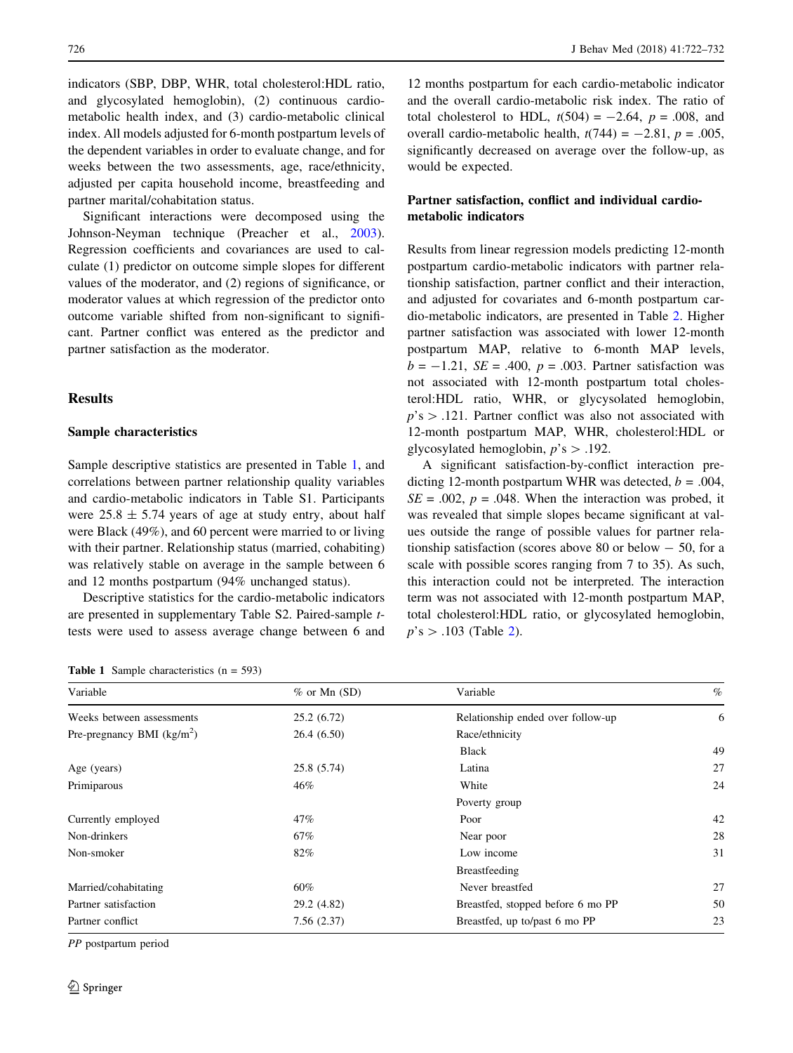indicators (SBP, DBP, WHR, total cholesterol:HDL ratio, and glycosylated hemoglobin), (2) continuous cardio-metabolic health index, and (3) cardio-metabolic clinical index. All models adjusted for 6-month postpartum levels of the dependent variables in order to evaluate change, and for weeks between the two assessments, age, race/ethnicity, adjusted per capita household income, breastfeeding and partner marital/cohabitation status.

Significant interactions were decomposed using the Johnson-Neyman technique (Preacher et al., 2003). Regression coefficients and covariances are used to calculate (1) predictor on outcome simple slopes for different values of the moderator, and (2) regions of significance, or moderator values at which regression of the predictor onto outcome variable shifted from non-significant to significant. Partner conflict was entered as the predictor and partner satisfaction as the moderator.

## Results

### Sample characteristics

Sample descriptive statistics are presented in Table 1, and correlations between partner relationship quality variables and cardio-metabolic indicators in Table S1. Participants were 25.8 ± 5.74 years of age at study entry, about half were Black (49%), and 60 percent were married to or living with their partner. Relationship status (married, cohabiting) was relatively stable on average in the sample between 6 and 12 months postpartum (94% unchanged status).

Descriptive statistics for the cardio-metabolic indicators are presented in supplementary Table S2. Paired-sample *t*-tests were used to assess average change between 6 and 12 months postpartum for each cardio-metabolic indicator and the overall cardio-metabolic risk index. The ratio of total cholesterol to HDL, $t(504) = -2.64$, $p = .008$, and overall cardio-metabolic health, $t(744) = -2.81$, $p = .005$, significantly decreased on average over the follow-up, as would be expected.

### Partner satisfaction, conflict and individual cardio-metabolic indicators

Results from linear regression models predicting 12-month postpartum cardio-metabolic indicators with partner relationship satisfaction, partner conflict and their interaction, and adjusted for covariates and 6-month postpartum cardio-metabolic indicators, are presented in Table 2. Higher partner satisfaction was associated with lower 12-month postpartum MAP, relative to 6-month MAP levels, $b = -1.21$, $SE = .400$, $p = .003$. Partner satisfaction was not associated with 12-month postpartum total cholesterol:HDL ratio, WHR, or glycsolated hemoglobin, $p$'s $> .121$. Partner conflict was also not associated with 12-month postpartum MAP, WHR, cholesterol:HDL or glycosylated hemoglobin, $p$'s $> .192$.

A significant satisfaction-by-conflict interaction predicting 12-month postpartum WHR was detected, $b = .004$, $SE = .002$, $p = .048$. When the interaction was probed, it was revealed that simple slopes became significant at values outside the range of possible values for partner relationship satisfaction (scores above 80 or below − 50, for a scale with possible scores ranging from 7 to 35). As such, this interaction could not be interpreted. The interaction term was not associated with 12-month postpartum MAP, total cholesterol:HDL ratio, or glycosylated hemoglobin, $p$'s $> .103$ (Table 2).

**Table 1** Sample characteristics (n = 593)

| Variable | % or Mn (SD) | Variable | % |
|---|---|---|---|
| Weeks between assessments | 25.2 (6.72) | Relationship ended over follow-up | 6 |
| Pre-pregnancy BMI (kg/m$^2$) | 26.4 (6.50) | Race/ethnicity | |
| | | Black | 49 |
| Age (years) | 25.8 (5.74) | Latina | 27 |
| Primiparous | 46% | White | 24 |
| | | Poverty group | |
| Currently employed | 47% | Poor | 42 |
| Non-drinkers | 67% | Near poor | 28 |
| Non-smoker | 82% | Low income | 31 |
| | | Breastfeeding | |
| Married/cohabitating | 60% | Never breastfed | 27 |
| Partner satisfaction | 29.2 (4.82) | Breastfed, stopped before 6 mo PP | 50 |
| Partner conflict | 7.56 (2.37) | Breastfed, up to/past 6 mo PP | 23 |

*PP* postpartum period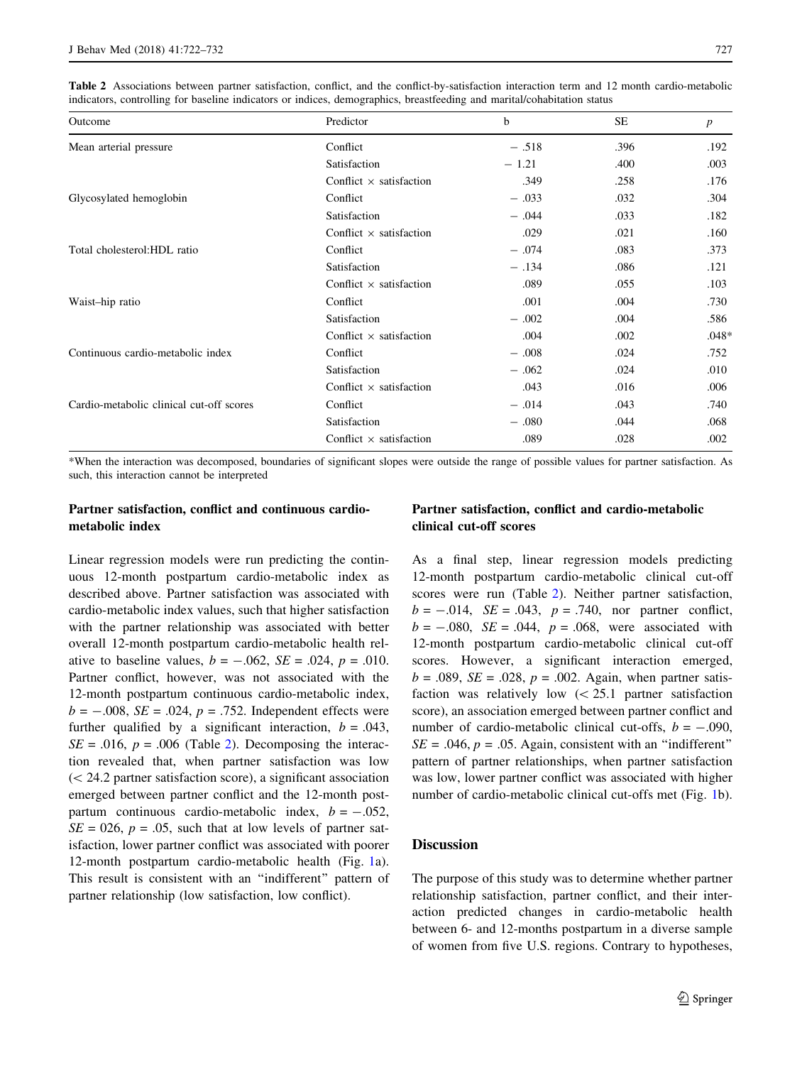**Table 2** Associations between partner satisfaction, conflict, and the conflict-by-satisfaction interaction term and 12 month cardio-metabolic indicators, controlling for baseline indicators or indices, demographics, breastfeeding and marital/cohabitation status

| Outcome | Predictor | b | SE | p |
|---|---|---|---|---|
| Mean arterial pressure | Conflict | − .518 | .396 | .192 |
| | Satisfaction | − 1.21 | .400 | .003 |
| | Conflict × satisfaction | .349 | .258 | .176 |
| Glycosylated hemoglobin | Conflict | − .033 | .032 | .304 |
| | Satisfaction | − .044 | .033 | .182 |
| | Conflict × satisfaction | .029 | .021 | .160 |
| Total cholesterol:HDL ratio | Conflict | − .074 | .083 | .373 |
| | Satisfaction | − .134 | .086 | .121 |
| | Conflict × satisfaction | .089 | .055 | .103 |
| Waist–hip ratio | Conflict | .001 | .004 | .730 |
| | Satisfaction | − .002 | .004 | .586 |
| | Conflict × satisfaction | .004 | .002 | .048* |
| Continuous cardio-metabolic index | Conflict | − .008 | .024 | .752 |
| | Satisfaction | − .062 | .024 | .010 |
| | Conflict × satisfaction | .043 | .016 | .006 |
| Cardio-metabolic clinical cut-off scores | Conflict | − .014 | .043 | .740 |
| | Satisfaction | − .080 | .044 | .068 |
| | Conflict × satisfaction | .089 | .028 | .002 |

*When the interaction was decomposed, boundaries of significant slopes were outside the range of possible values for partner satisfaction. As such, this interaction cannot be interpreted

### Partner satisfaction, conflict and continuous cardio-metabolic index

Linear regression models were run predicting the continuous 12-month postpartum cardio-metabolic index as described above. Partner satisfaction was associated with cardio-metabolic index values, such that higher satisfaction with the partner relationship was associated with better overall 12-month postpartum cardio-metabolic health relative to baseline values, $b = -.062$, $SE = .024$, $p = .010$. Partner conflict, however, was not associated with the 12-month postpartum continuous cardio-metabolic index, $b = -.008$, $SE = .024$, $p = .752$. Independent effects were further qualified by a significant interaction, $b = .043$, $SE = .016$, $p = .006$ (Table 2). Decomposing the interaction revealed that, when partner satisfaction was low (< 24.2 partner satisfaction score), a significant association emerged between partner conflict and the 12-month postpartum continuous cardio-metabolic index, $b = -.052$, $SE = 026$, $p = .05$, such that at low levels of partner satisfaction, lower partner conflict was associated with poorer 12-month postpartum cardio-metabolic health (Fig. 1a). This result is consistent with an "indifferent" pattern of partner relationship (low satisfaction, low conflict).

### Partner satisfaction, conflict and cardio-metabolic clinical cut-off scores

As a final step, linear regression models predicting 12-month postpartum cardio-metabolic clinical cut-off scores were run (Table 2). Neither partner satisfaction, $b = -.014$, $SE = .043$, $p = .740$, nor partner conflict, $b = -.080$, $SE = .044$, $p = .068$, were associated with 12-month postpartum cardio-metabolic clinical cut-off scores. However, a significant interaction emerged, $b = .089$, $SE = .028$, $p = .002$. Again, when partner satisfaction was relatively low (< 25.1 partner satisfaction score), an association emerged between partner conflict and number of cardio-metabolic clinical cut-offs, $b = -.090$, $SE = .046$, $p = .05$. Again, consistent with an "indifferent" pattern of partner relationships, when partner satisfaction was low, lower partner conflict was associated with higher number of cardio-metabolic clinical cut-offs met (Fig. 1b).

## Discussion

The purpose of this study was to determine whether partner relationship satisfaction, partner conflict, and their interaction predicted changes in cardio-metabolic health between 6- and 12-months postpartum in a diverse sample of women from five U.S. regions. Contrary to hypotheses,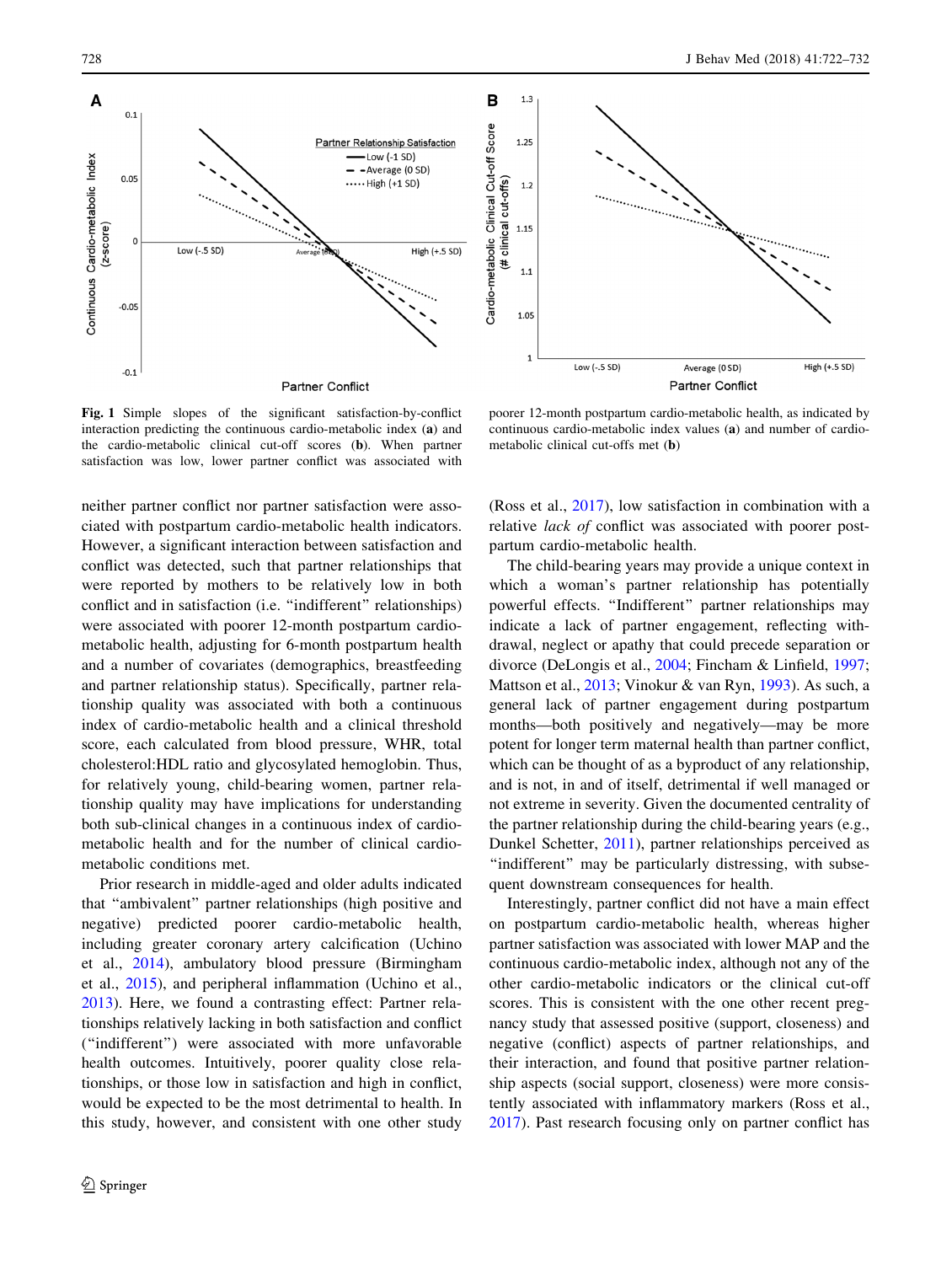Fig. 1 Simple slopes of the significant satisfaction-by-conflict interaction predicting the continuous cardio-metabolic index (**a**) and the cardio-metabolic clinical cut-off scores (**b**). When partner satisfaction was low, lower partner conflict was associated with poorer 12-month postpartum cardio-metabolic health, as indicated by continuous cardio-metabolic index values (**a**) and number of cardio-metabolic clinical cut-offs met (**b**)

neither partner conflict nor partner satisfaction were associated with postpartum cardio-metabolic health indicators. However, a significant interaction between satisfaction and conflict was detected, such that partner relationships that were reported by mothers to be relatively low in both conflict and in satisfaction (i.e. "indifferent" relationships) were associated with poorer 12-month postpartum cardio-metabolic health, adjusting for 6-month postpartum health and a number of covariates (demographics, breastfeeding and partner relationship status). Specifically, partner relationship quality was associated with both a continuous index of cardio-metabolic health and a clinical threshold score, each calculated from blood pressure, WHR, total cholesterol:HDL ratio and glycosylated hemoglobin. Thus, for relatively young, child-bearing women, partner relationship quality may have implications for understanding both sub-clinical changes in a continuous index of cardio-metabolic health and for the number of clinical cardio-metabolic conditions met.

Prior research in middle-aged and older adults indicated that "ambivalent" partner relationships (high positive and negative) predicted poorer cardio-metabolic health, including greater coronary artery calcification (Uchino et al., 2014), ambulatory blood pressure (Birmingham et al., 2015), and peripheral inflammation (Uchino et al., 2013). Here, we found a contrasting effect: Partner relationships relatively lacking in both satisfaction and conflict ("indifferent") were associated with more unfavorable health outcomes. Intuitively, poorer quality close relationships, or those low in satisfaction and high in conflict, would be expected to be the most detrimental to health. In this study, however, and consistent with one other study (Ross et al., 2017), low satisfaction in combination with a relative *lack of* conflict was associated with poorer postpartum cardio-metabolic health.

The child-bearing years may provide a unique context in which a woman's partner relationship has potentially powerful effects. "Indifferent" partner relationships may indicate a lack of partner engagement, reflecting withdrawal, neglect or apathy that could precede separation or divorce (DeLongis et al., 2004; Fincham & Linfield, 1997; Mattson et al., 2013; Vinokur & van Ryn, 1993). As such, a general lack of partner engagement during postpartum months—both positively and negatively—may be more potent for longer term maternal health than partner conflict, which can be thought of as a byproduct of any relationship, and is not, in and of itself, detrimental if well managed or not extreme in severity. Given the documented centrality of the partner relationship during the child-bearing years (e.g., Dunkel Schetter, 2011), partner relationships perceived as "indifferent" may be particularly distressing, with subsequent downstream consequences for health.

Interestingly, partner conflict did not have a main effect on postpartum cardio-metabolic health, whereas higher partner satisfaction was associated with lower MAP and the continuous cardio-metabolic index, although not any of the other cardio-metabolic indicators or the clinical cut-off scores. This is consistent with the one other recent pregnancy study that assessed positive (support, closeness) and negative (conflict) aspects of partner relationships, and their interaction, and found that positive partner relationship aspects (social support, closeness) were more consistently associated with inflammatory markers (Ross et al., 2017). Past research focusing only on partner conflict has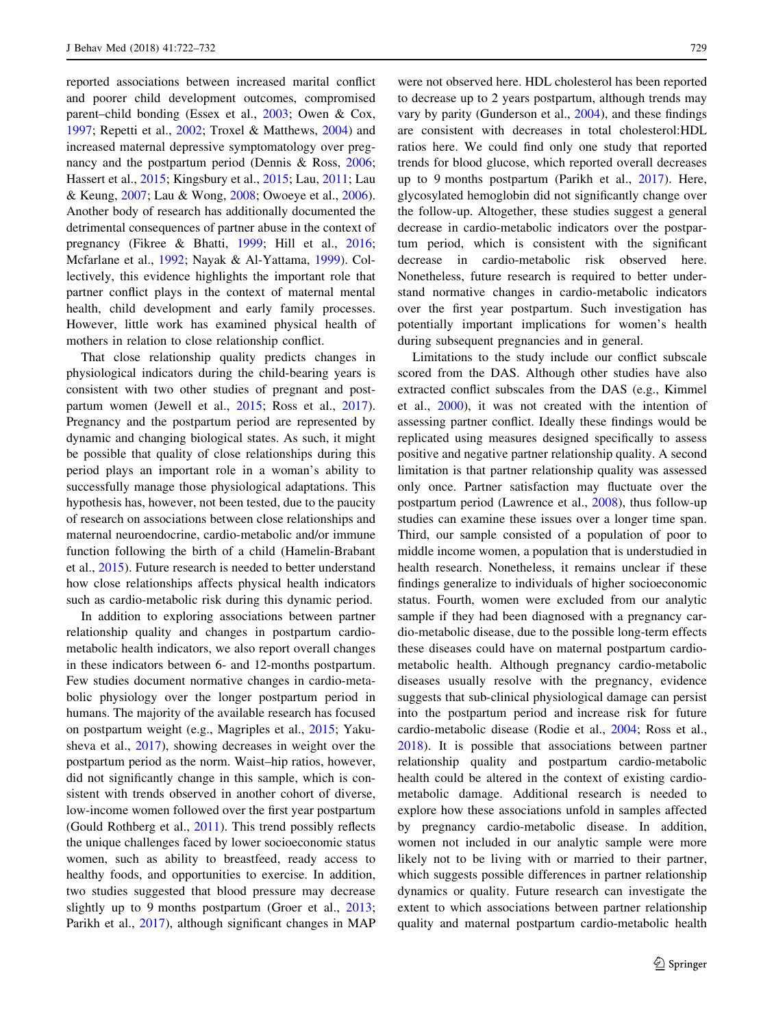reported associations between increased marital conflict and poorer child development outcomes, compromised parent–child bonding (Essex et al., 2003; Owen & Cox, 1997; Repetti et al., 2002; Troxel & Matthews, 2004) and increased maternal depressive symptomatology over pregnancy and the postpartum period (Dennis & Ross, 2006; Hassert et al., 2015; Kingsbury et al., 2015; Lau, 2011; Lau & Keung, 2007; Lau & Wong, 2008; Owoeye et al., 2006). Another body of research has additionally documented the detrimental consequences of partner abuse in the context of pregnancy (Fikree & Bhatti, 1999; Hill et al., 2016; Mcfarlane et al., 1992; Nayak & Al-Yattama, 1999). Collectively, this evidence highlights the important role that partner conflict plays in the context of maternal mental health, child development and early family processes. However, little work has examined physical health of mothers in relation to close relationship conflict.

That close relationship quality predicts changes in physiological indicators during the child-bearing years is consistent with two other studies of pregnant and postpartum women (Jewell et al., 2015; Ross et al., 2017). Pregnancy and the postpartum period are represented by dynamic and changing biological states. As such, it might be possible that quality of close relationships during this period plays an important role in a woman's ability to successfully manage those physiological adaptations. This hypothesis has, however, not been tested, due to the paucity of research on associations between close relationships and maternal neuroendocrine, cardio-metabolic and/or immune function following the birth of a child (Hamelin-Brabant et al., 2015). Future research is needed to better understand how close relationships affects physical health indicators such as cardio-metabolic risk during this dynamic period.

In addition to exploring associations between partner relationship quality and changes in postpartum cardio-metabolic health indicators, we also report overall changes in these indicators between 6- and 12-months postpartum. Few studies document normative changes in cardio-metabolic physiology over the longer postpartum period in humans. The majority of the available research has focused on postpartum weight (e.g., Magriples et al., 2015; Yakusheva et al., 2017), showing decreases in weight over the postpartum period as the norm. Waist–hip ratios, however, did not significantly change in this sample, which is consistent with trends observed in another cohort of diverse, low-income women followed over the first year postpartum (Gould Rothberg et al., 2011). This trend possibly reflects the unique challenges faced by lower socioeconomic status women, such as ability to breastfeed, ready access to healthy foods, and opportunities to exercise. In addition, two studies suggested that blood pressure may decrease slightly up to 9 months postpartum (Groer et al., 2013; Parikh et al., 2017), although significant changes in MAP were not observed here. HDL cholesterol has been reported to decrease up to 2 years postpartum, although trends may vary by parity (Gunderson et al., 2004), and these findings are consistent with decreases in total cholesterol:HDL ratios here. We could find only one study that reported trends for blood glucose, which reported overall decreases up to 9 months postpartum (Parikh et al., 2017). Here, glycosylated hemoglobin did not significantly change over the follow-up. Altogether, these studies suggest a general decrease in cardio-metabolic indicators over the postpartum period, which is consistent with the significant decrease in cardio-metabolic risk observed here. Nonetheless, future research is required to better understand normative changes in cardio-metabolic indicators over the first year postpartum. Such investigation has potentially important implications for women's health during subsequent pregnancies and in general.

Limitations to the study include our conflict subscale scored from the DAS. Although other studies have also extracted conflict subscales from the DAS (e.g., Kimmel et al., 2000), it was not created with the intention of assessing partner conflict. Ideally these findings would be replicated using measures designed specifically to assess positive and negative partner relationship quality. A second limitation is that partner relationship quality was assessed only once. Partner satisfaction may fluctuate over the postpartum period (Lawrence et al., 2008), thus follow-up studies can examine these issues over a longer time span. Third, our sample consisted of a population of poor to middle income women, a population that is understudied in health research. Nonetheless, it remains unclear if these findings generalize to individuals of higher socioeconomic status. Fourth, women were excluded from our analytic sample if they had been diagnosed with a pregnancy cardio-metabolic disease, due to the possible long-term effects these diseases could have on maternal postpartum cardio-metabolic health. Although pregnancy cardio-metabolic diseases usually resolve with the pregnancy, evidence suggests that sub-clinical physiological damage can persist into the postpartum period and increase risk for future cardio-metabolic disease (Rodie et al., 2004; Ross et al., 2018). It is possible that associations between partner relationship quality and postpartum cardio-metabolic health could be altered in the context of existing cardio-metabolic damage. Additional research is needed to explore how these associations unfold in samples affected by pregnancy cardio-metabolic disease. In addition, women not included in our analytic sample were more likely not to be living with or married to their partner, which suggests possible differences in partner relationship dynamics or quality. Future research can investigate the extent to which associations between partner relationship quality and maternal postpartum cardio-metabolic health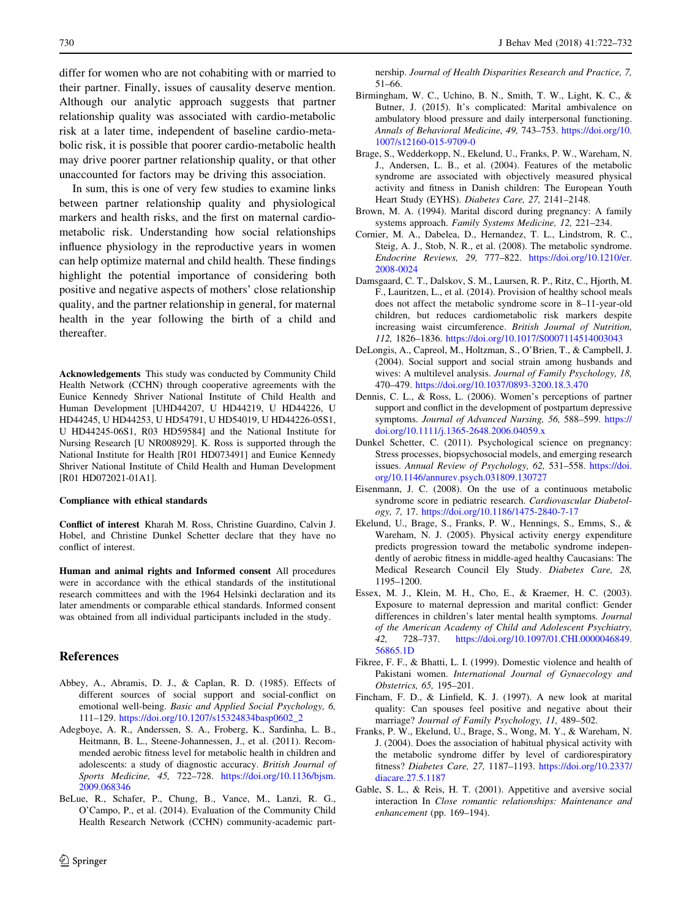differ for women who are not cohabiting with or married to their partner. Finally, issues of causality deserve mention. Although our analytic approach suggests that partner relationship quality was associated with cardio-metabolic risk at a later time, independent of baseline cardio-metabolic risk, it is possible that poorer cardio-metabolic health may drive poorer partner relationship quality, or that other unaccounted for factors may be driving this association.

In sum, this is one of very few studies to examine links between partner relationship quality and physiological markers and health risks, and the first on maternal cardio-metabolic risk. Understanding how social relationships influence physiology in the reproductive years in women can help optimize maternal and child health. These findings highlight the potential importance of considering both positive and negative aspects of mothers' close relationship quality, and the partner relationship in general, for maternal health in the year following the birth of a child and thereafter.

**Acknowledgements** This study was conducted by Community Child Health Network (CCHN) through cooperative agreements with the Eunice Kennedy Shriver National Institute of Child Health and Human Development [UHD44207, U HD44219, U HD44226, U HD44245, U HD44253, U HD54791, U HD54019, U HD44226-05S1, U HD44245-06S1, R03 HD59584] and the National Institute for Nursing Research [U NR008929]. K. Ross is supported through the National Institute for Health [R01 HD073491] and Eunice Kennedy Shriver National Institute of Child Health and Human Development [R01 HD072021-01A1].

**Compliance with ethical standards**

**Conflict of interest** Kharah M. Ross, Christine Guardino, Calvin J. Hobel, and Christine Dunkel Schetter declare that they have no conflict of interest.

**Human and animal rights and Informed consent** All procedures were in accordance with the ethical standards of the institutional research committees and with the 1964 Helsinki declaration and its later amendments or comparable ethical standards. Informed consent was obtained from all individual participants included in the study.

## References

Abbey, A., Abramis, D. J., & Caplan, R. D. (1985). Effects of different sources of social support and social-conflict on emotional well-being. *Basic and Applied Social Psychology, 6,* 111–129. https://doi.org/10.1207/s15324834basp0602_2

Adegboye, A. R., Anderssen, S. A., Froberg, K., Sardinha, L. B., Heitmann, B. L., Steene-Johannessen, J., et al. (2011). Recommended aerobic fitness level for metabolic health in children and adolescents: a study of diagnostic accuracy. *British Journal of Sports Medicine, 45,* 722–728. https://doi.org/10.1136/bjsm.2009.068346

BeLue, R., Schafer, P., Chung, B., Vance, M., Lanzi, R. G., O'Campo, P., et al. (2014). Evaluation of the Community Child Health Research Network (CCHN) community-academic partnership. *Journal of Health Disparities Research and Practice, 7,* 51–66.

Birmingham, W. C., Uchino, B. N., Smith, T. W., Light, K. C., & Butner, J. (2015). It's complicated: Marital ambivalence on ambulatory blood pressure and daily interpersonal functioning. *Annals of Behavioral Medicine, 49,* 743–753. https://doi.org/10.1007/s12160-015-9709-0

Brage, S., Wedderkopp, N., Ekelund, U., Franks, P. W., Wareham, N. J., Andersen, L. B., et al. (2004). Features of the metabolic syndrome are associated with objectively measured physical activity and fitness in Danish children: The European Youth Heart Study (EYHS). *Diabetes Care, 27,* 2141–2148.

Brown, M. A. (1994). Marital discord during pregnancy: A family systems approach. *Family Systems Medicine, 12,* 221–234.

Cornier, M. A., Dabelea, D., Hernandez, T. L., Lindstrom, R. C., Steig, A. J., Stob, N. R., et al. (2008). The metabolic syndrome. *Endocrine Reviews, 29,* 777–822. https://doi.org/10.1210/er.2008-0024

Damsgaard, C. T., Dalskov, S. M., Laursen, R. P., Ritz, C., Hjorth, M. F., Lauritzen, L., et al. (2014). Provision of healthy school meals does not affect the metabolic syndrome score in 8–11-year-old children, but reduces cardiometabolic risk markers despite increasing waist circumference. *British Journal of Nutrition, 112,* 1826–1836. https://doi.org/10.1017/S0007114514003043

DeLongis, A., Capreol, M., Holtzman, S., O'Brien, T., & Campbell, J. (2004). Social support and social strain among husbands and wives: A multilevel analysis. *Journal of Family Psychology, 18,* 470–479. https://doi.org/10.1037/0893-3200.18.3.470

Dennis, C. L., & Ross, L. (2006). Women's perceptions of partner support and conflict in the development of postpartum depressive symptoms. *Journal of Advanced Nursing, 56,* 588–599. https://doi.org/10.1111/j.1365-2648.2006.04059.x

Dunkel Schetter, C. (2011). Psychological science on pregnancy: Stress processes, biopsychosocial models, and emerging research issues. *Annual Review of Psychology, 62,* 531–558. https://doi.org/10.1146/annurev.psych.031809.130727

Eisenmann, J. C. (2008). On the use of a continuous metabolic syndrome score in pediatric research. *Cardiovascular Diabetology, 7,* 17. https://doi.org/10.1186/1475-2840-7-17

Ekelund, U., Brage, S., Franks, P. W., Hennings, S., Emms, S., & Wareham, N. J. (2005). Physical activity energy expenditure predicts progression toward the metabolic syndrome independently of aerobic fitness in middle-aged healthy Caucasians: The Medical Research Council Ely Study. *Diabetes Care, 28,* 1195–1200.

Essex, M. J., Klein, M. H., Cho, E., & Kraemer, H. C. (2003). Exposure to maternal depression and marital conflict: Gender differences in children's later mental health symptoms. *Journal of the American Academy of Child and Adolescent Psychiatry, 42,* 728–737. https://doi.org/10.1097/01.CHI.0000046849.56865.1D

Fikree, F. F., & Bhatti, L. I. (1999). Domestic violence and health of Pakistani women. *International Journal of Gynaecology and Obstetrics, 65,* 195–201.

Fincham, F. D., & Linfield, K. J. (1997). A new look at marital quality: Can spouses feel positive and negative about their marriage? *Journal of Family Psychology, 11,* 489–502.

Franks, P. W., Ekelund, U., Brage, S., Wong, M. Y., & Wareham, N. J. (2004). Does the association of habitual physical activity with the metabolic syndrome differ by level of cardiorespiratory fitness? *Diabetes Care, 27,* 1187–1193. https://doi.org/10.2337/diacare.27.5.1187

Gable, S. L., & Reis, H. T. (2001). Appetitive and aversive social interaction In *Close romantic relationships: Maintenance and enhancement* (pp. 169–194).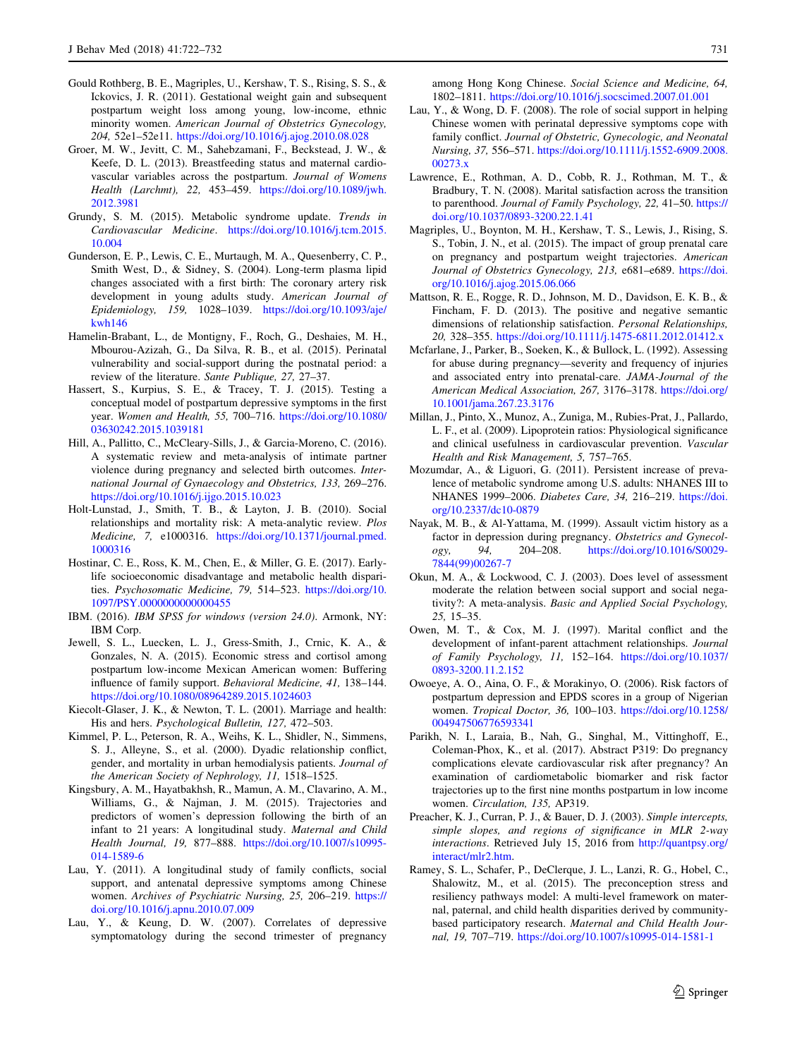Gould Rothberg, B. E., Magriples, U., Kershaw, T. S., Rising, S. S., & Ickovics, J. R. (2011). Gestational weight gain and subsequent postpartum weight loss among young, low-income, ethnic minority women. *American Journal of Obstetrics Gynecology, 204,* 52e1–52e11. https://doi.org/10.1016/j.ajog.2010.08.028

Groer, M. W., Jevitt, C. M., Sahebzamani, F., Beckstead, J. W., & Keefe, D. L. (2013). Breastfeeding status and maternal cardiovascular variables across the postpartum. *Journal of Womens Health (Larchmt), 22,* 453–459. https://doi.org/10.1089/jwh.2012.3981

Grundy, S. M. (2015). Metabolic syndrome update. *Trends in Cardiovascular Medicine*. https://doi.org/10.1016/j.tcm.2015.10.004

Gunderson, E. P., Lewis, C. E., Murtaugh, M. A., Quesenberry, C. P., Smith West, D., & Sidney, S. (2004). Long-term plasma lipid changes associated with a first birth: The coronary artery risk development in young adults study. *American Journal of Epidemiology, 159,* 1028–1039. https://doi.org/10.1093/aje/kwh146

Hamelin-Brabant, L., de Montigny, F., Roch, G., Deshaies, M. H., Mbourou-Azizah, G., Da Silva, R. B., et al. (2015). Perinatal vulnerability and social-support during the postnatal period: a review of the literature. *Sante Publique, 27,* 27–37.

Hassert, S., Kurpius, S. E., & Tracey, T. J. (2015). Testing a conceptual model of postpartum depressive symptoms in the first year. *Women and Health, 55,* 700–716. https://doi.org/10.1080/03630242.2015.1039181

Hill, A., Pallitto, C., McCleary-Sills, J., & Garcia-Moreno, C. (2016). A systematic review and meta-analysis of intimate partner violence during pregnancy and selected birth outcomes. *International Journal of Gynaecology and Obstetrics, 133,* 269–276. https://doi.org/10.1016/j.ijgo.2015.10.023

Holt-Lunstad, J., Smith, T. B., & Layton, J. B. (2010). Social relationships and mortality risk: A meta-analytic review. *Plos Medicine, 7,* e1000316. https://doi.org/10.1371/journal.pmed.1000316

Hostinar, C. E., Ross, K. M., Chen, E., & Miller, G. E. (2017). Early-life socioeconomic disadvantage and metabolic health disparities. *Psychosomatic Medicine, 79,* 514–523. https://doi.org/10.1097/PSY.0000000000000455

IBM. (2016). *IBM SPSS for windows (version 24.0)*. Armonk, NY: IBM Corp.

Jewell, S. L., Luecken, L. J., Gress-Smith, J., Crnic, K. A., & Gonzales, N. A. (2015). Economic stress and cortisol among postpartum low-income Mexican American women: Buffering influence of family support. *Behavioral Medicine, 41,* 138–144. https://doi.org/10.1080/08964289.2015.1024603

Kiecolt-Glaser, J. K., & Newton, T. L. (2001). Marriage and health: His and hers. *Psychological Bulletin, 127,* 472–503.

Kimmel, P. L., Peterson, R. A., Weihs, K. L., Shidler, N., Simmens, S. J., Alleyne, S., et al. (2000). Dyadic relationship conflict, gender, and mortality in urban hemodialysis patients. *Journal of the American Society of Nephrology, 11,* 1518–1525.

Kingsbury, A. M., Hayatbakhsh, R., Mamun, A. M., Clavarino, A. M., Williams, G., & Najman, J. M. (2015). Trajectories and predictors of women's depression following the birth of an infant to 21 years: A longitudinal study. *Maternal and Child Health Journal, 19,* 877–888. https://doi.org/10.1007/s10995-014-1589-6

Lau, Y. (2011). A longitudinal study of family conflicts, social support, and antenatal depressive symptoms among Chinese women. *Archives of Psychiatric Nursing, 25,* 206–219. https://doi.org/10.1016/j.apnu.2010.07.009

Lau, Y., & Keung, D. W. (2007). Correlates of depressive symptomatology during the second trimester of pregnancy among Hong Kong Chinese. *Social Science and Medicine, 64,* 1802–1811. https://doi.org/10.1016/j.socscimed.2007.01.001

Lau, Y., & Wong, D. F. (2008). The role of social support in helping Chinese women with perinatal depressive symptoms cope with family conflict. *Journal of Obstetric, Gynecologic, and Neonatal Nursing, 37,* 556–571. https://doi.org/10.1111/j.1552-6909.2008.00273.x

Lawrence, E., Rothman, A. D., Cobb, R. J., Rothman, M. T., & Bradbury, T. N. (2008). Marital satisfaction across the transition to parenthood. *Journal of Family Psychology, 22,* 41–50. https://doi.org/10.1037/0893-3200.22.1.41

Magriples, U., Boynton, M. H., Kershaw, T. S., Lewis, J., Rising, S. S., Tobin, J. N., et al. (2015). The impact of group prenatal care on pregnancy and postpartum weight trajectories. *American Journal of Obstetrics Gynecology, 213,* e681–e689. https://doi.org/10.1016/j.ajog.2015.06.066

Mattson, R. E., Rogge, R. D., Johnson, M. D., Davidson, E. K. B., & Fincham, F. D. (2013). The positive and negative semantic dimensions of relationship satisfaction. *Personal Relationships, 20,* 328–355. https://doi.org/10.1111/j.1475-6811.2012.01412.x

Mcfarlane, J., Parker, B., Soeken, K., & Bullock, L. (1992). Assessing for abuse during pregnancy—severity and frequency of injuries and associated entry into prenatal-care. *JAMA-Journal of the American Medical Association, 267,* 3176–3178. https://doi.org/10.1001/jama.267.23.3176

Millan, J., Pinto, X., Munoz, A., Zuniga, M., Rubies-Prat, J., Pallardo, L. F., et al. (2009). Lipoprotein ratios: Physiological significance and clinical usefulness in cardiovascular prevention. *Vascular Health and Risk Management, 5,* 757–765.

Mozumdar, A., & Liguori, G. (2011). Persistent increase of prevalence of metabolic syndrome among U.S. adults: NHANES III to NHANES 1999–2006. *Diabetes Care, 34,* 216–219. https://doi.org/10.2337/dc10-0879

Nayak, M. B., & Al-Yattama, M. (1999). Assault victim history as a factor in depression during pregnancy. *Obstetrics and Gynecology, 94,* 204–208. https://doi.org/10.1016/S0029-7844(99)00267-7

Okun, M. A., & Lockwood, C. J. (2003). Does level of assessment moderate the relation between social support and social negativity?: A meta-analysis. *Basic and Applied Social Psychology, 25,* 15–35.

Owen, M. T., & Cox, M. J. (1997). Marital conflict and the development of infant-parent attachment relationships. *Journal of Family Psychology, 11,* 152–164. https://doi.org/10.1037/0893-3200.11.2.152

Owoeye, A. O., Aina, O. F., & Morakinyo, O. (2006). Risk factors of postpartum depression and EPDS scores in a group of Nigerian women. *Tropical Doctor, 36,* 100–103. https://doi.org/10.1258/004947506776593341

Parikh, N. I., Laraia, B., Nah, G., Singhal, M., Vittinghoff, E., Coleman-Phox, K., et al. (2017). Abstract P319: Do pregnancy complications elevate cardiovascular risk after pregnancy? An examination of cardiometabolic biomarker and risk factor trajectories up to the first nine months postpartum in low income women. *Circulation, 135,* AP319.

Preacher, K. J., Curran, P. J., & Bauer, D. J. (2003). *Simple intercepts, simple slopes, and regions of significance in MLR 2-way interactions*. Retrieved July 15, 2016 from http://quantpsy.org/interact/mlr2.htm.

Ramey, S. L., Schafer, P., DeClerque, J. L., Lanzi, R. G., Hobel, C., Shalowitz, M., et al. (2015). The preconception stress and resiliency pathways model: A multi-level framework on maternal, paternal, and child health disparities derived by community-based participatory research. *Maternal and Child Health Journal, 19,* 707–719. https://doi.org/10.1007/s10995-014-1581-1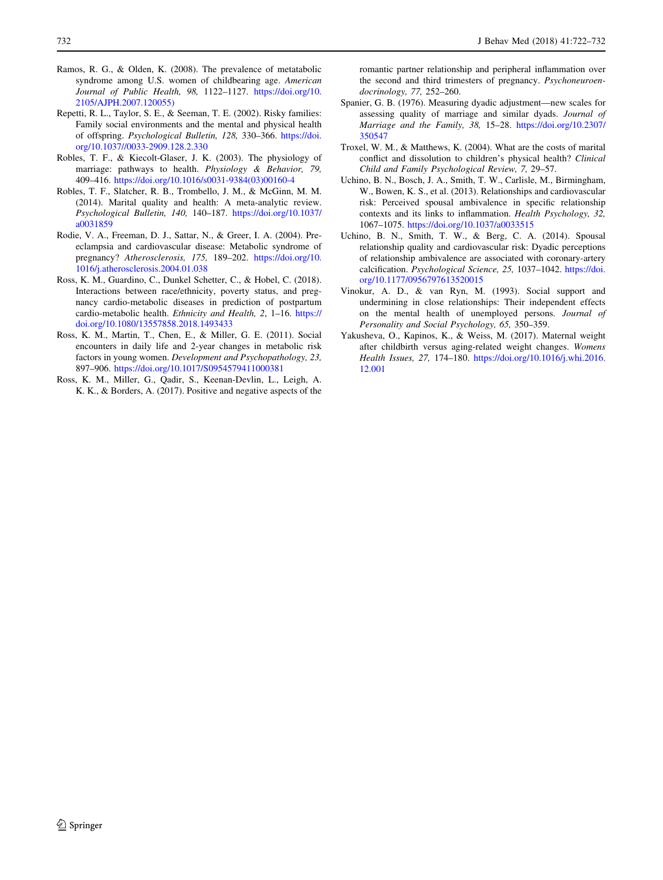Ramos, R. G., & Olden, K. (2008). The prevalence of metatabolic syndrome among U.S. women of childbearing age. *American Journal of Public Health, 98,* 1122–1127. https://doi.org/10.2105/AJPH.2007.120055)

Repetti, R. L., Taylor, S. E., & Seeman, T. E. (2002). Risky families: Family social environments and the mental and physical health of offspring. *Psychological Bulletin, 128,* 330–366. https://doi.org/10.1037//0033-2909.128.2.330

Robles, T. F., & Kiecolt-Glaser, J. K. (2003). The physiology of marriage: pathways to health. *Physiology & Behavior, 79,* 409–416. https://doi.org/10.1016/s0031-9384(03)00160-4

Robles, T. F., Slatcher, R. B., Trombello, J. M., & McGinn, M. M. (2014). Marital quality and health: A meta-analytic review. *Psychological Bulletin, 140,* 140–187. https://doi.org/10.1037/a0031859

Rodie, V. A., Freeman, D. J., Sattar, N., & Greer, I. A. (2004). Pre-eclampsia and cardiovascular disease: Metabolic syndrome of pregnancy? *Atherosclerosis, 175,* 189–202. https://doi.org/10.1016/j.atherosclerosis.2004.01.038

Ross, K. M., Guardino, C., Dunkel Schetter, C., & Hobel, C. (2018). Interactions between race/ethnicity, poverty status, and pregnancy cardio-metabolic diseases in prediction of postpartum cardio-metabolic health. *Ethnicity and Health, 2*, 1–16. https://doi.org/10.1080/13557858.2018.1493433

Ross, K. M., Martin, T., Chen, E., & Miller, G. E. (2011). Social encounters in daily life and 2-year changes in metabolic risk factors in young women. *Development and Psychopathology, 23,* 897–906. https://doi.org/10.1017/S0954579411000381

Ross, K. M., Miller, G., Qadir, S., Keenan-Devlin, L., Leigh, A. K. K., & Borders, A. (2017). Positive and negative aspects of the romantic partner relationship and peripheral inflammation over the second and third trimesters of pregnancy. *Psychoneuroendocrinology, 77,* 252–260.

Spanier, G. B. (1976). Measuring dyadic adjustment—new scales for assessing quality of marriage and similar dyads. *Journal of Marriage and the Family, 38,* 15–28. https://doi.org/10.2307/350547

Troxel, W. M., & Matthews, K. (2004). What are the costs of marital conflict and dissolution to children's physical health? *Clinical Child and Family Psychological Review, 7,* 29–57.

Uchino, B. N., Bosch, J. A., Smith, T. W., Carlisle, M., Birmingham, W., Bowen, K. S., et al. (2013). Relationships and cardiovascular risk: Perceived spousal ambivalence in specific relationship contexts and its links to inflammation. *Health Psychology, 32,* 1067–1075. https://doi.org/10.1037/a0033515

Uchino, B. N., Smith, T. W., & Berg, C. A. (2014). Spousal relationship quality and cardiovascular risk: Dyadic perceptions of relationship ambivalence are associated with coronary-artery calcification. *Psychological Science, 25,* 1037–1042. https://doi.org/10.1177/0956797613520015

Vinokur, A. D., & van Ryn, M. (1993). Social support and undermining in close relationships: Their independent effects on the mental health of unemployed persons. *Journal of Personality and Social Psychology, 65,* 350–359.

Yakusheva, O., Kapinos, K., & Weiss, M. (2017). Maternal weight after childbirth versus aging-related weight changes. *Womens Health Issues, 27,* 174–180. https://doi.org/10.1016/j.whi.2016.12.001